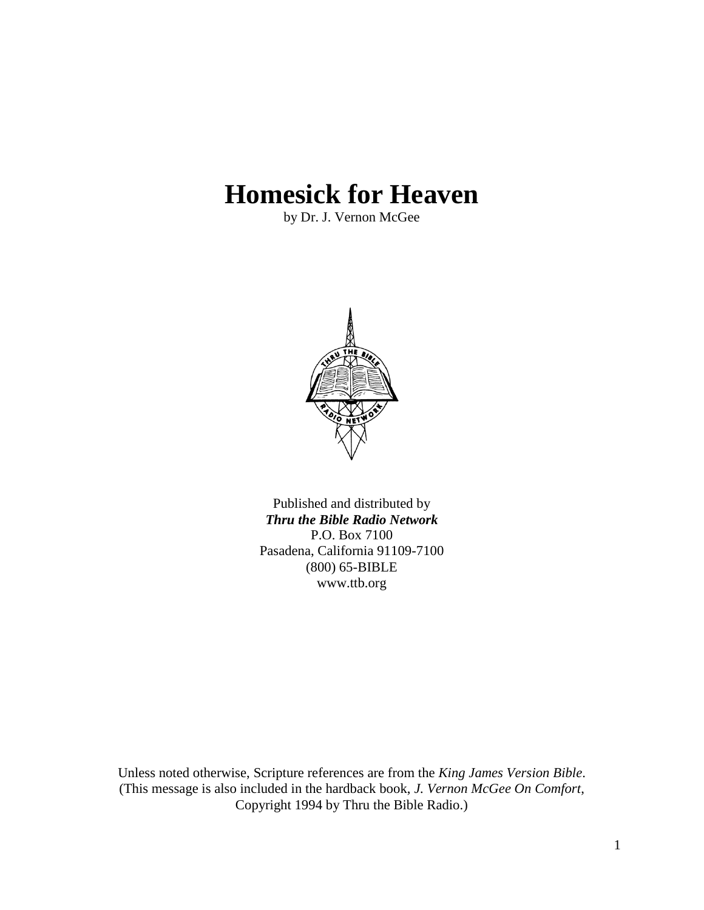# Homesick for Heaven

by Dr. J. Vernon McGee

Published and distributed by
***Thru the Bible Radio Network***
P.O. Box 7100
Pasadena, California 91109-7100
(800) 65-BIBLE
www.ttb.org

Unless noted otherwise, Scripture references are from the *King James Version Bible*.
(This message is also included in the hardback book, *J. Vernon McGee On Comfort*,
Copyright 1994 by Thru the Bible Radio.)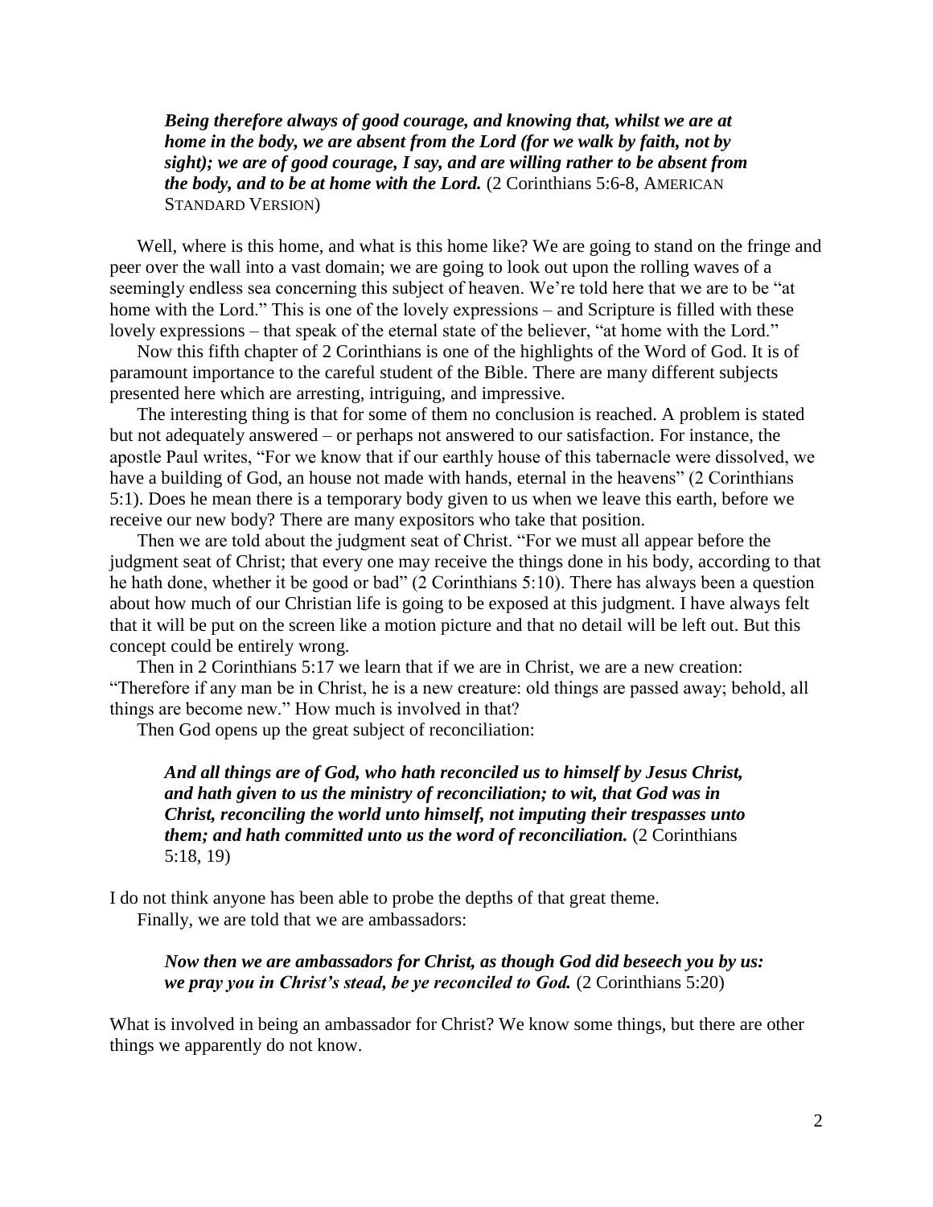> ***Being therefore always of good courage, and knowing that, whilst we are at home in the body, we are absent from the Lord (for we walk by faith, not by sight); we are of good courage, I say, and are willing rather to be absent from the body, and to be at home with the Lord.*** (2 Corinthians 5:6-8, AMERICAN STANDARD VERSION)

Well, where is this home, and what is this home like? We are going to stand on the fringe and peer over the wall into a vast domain; we are going to look out upon the rolling waves of a seemingly endless sea concerning this subject of heaven. We're told here that we are to be "at home with the Lord." This is one of the lovely expressions – and Scripture is filled with these lovely expressions – that speak of the eternal state of the believer, "at home with the Lord."

Now this fifth chapter of 2 Corinthians is one of the highlights of the Word of God. It is of paramount importance to the careful student of the Bible. There are many different subjects presented here which are arresting, intriguing, and impressive.

The interesting thing is that for some of them no conclusion is reached. A problem is stated but not adequately answered – or perhaps not answered to our satisfaction. For instance, the apostle Paul writes, "For we know that if our earthly house of this tabernacle were dissolved, we have a building of God, an house not made with hands, eternal in the heavens" (2 Corinthians 5:1). Does he mean there is a temporary body given to us when we leave this earth, before we receive our new body? There are many expositors who take that position.

Then we are told about the judgment seat of Christ. "For we must all appear before the judgment seat of Christ; that every one may receive the things done in his body, according to that he hath done, whether it be good or bad" (2 Corinthians 5:10). There has always been a question about how much of our Christian life is going to be exposed at this judgment. I have always felt that it will be put on the screen like a motion picture and that no detail will be left out. But this concept could be entirely wrong.

Then in 2 Corinthians 5:17 we learn that if we are in Christ, we are a new creation: "Therefore if any man be in Christ, he is a new creature: old things are passed away; behold, all things are become new." How much is involved in that?

Then God opens up the great subject of reconciliation:

> ***And all things are of God, who hath reconciled us to himself by Jesus Christ, and hath given to us the ministry of reconciliation; to wit, that God was in Christ, reconciling the world unto himself, not imputing their trespasses unto them; and hath committed unto us the word of reconciliation.*** (2 Corinthians 5:18, 19)

I do not think anyone has been able to probe the depths of that great theme.

Finally, we are told that we are ambassadors:

> ***Now then we are ambassadors for Christ, as though God did beseech you by us: we pray you in Christ's stead, be ye reconciled to God.*** (2 Corinthians 5:20)

What is involved in being an ambassador for Christ? We know some things, but there are other things we apparently do not know.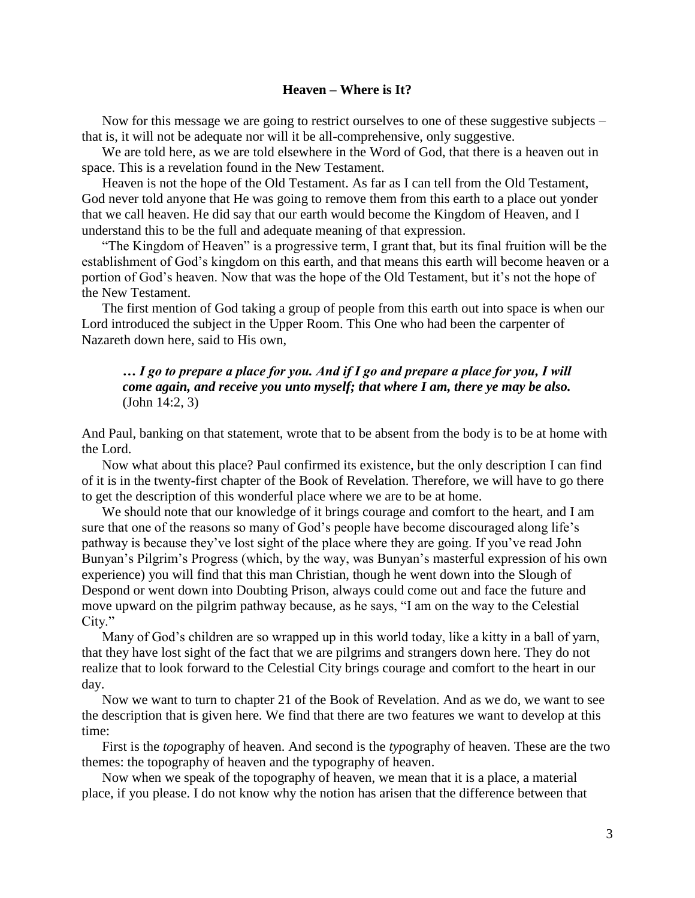## Heaven – Where is It?

Now for this message we are going to restrict ourselves to one of these suggestive subjects – that is, it will not be adequate nor will it be all-comprehensive, only suggestive.

We are told here, as we are told elsewhere in the Word of God, that there is a heaven out in space. This is a revelation found in the New Testament.

Heaven is not the hope of the Old Testament. As far as I can tell from the Old Testament, God never told anyone that He was going to remove them from this earth to a place out yonder that we call heaven. He did say that our earth would become the Kingdom of Heaven, and I understand this to be the full and adequate meaning of that expression.

"The Kingdom of Heaven" is a progressive term, I grant that, but its final fruition will be the establishment of God's kingdom on this earth, and that means this earth will become heaven or a portion of God's heaven. Now that was the hope of the Old Testament, but it's not the hope of the New Testament.

The first mention of God taking a group of people from this earth out into space is when our Lord introduced the subject in the Upper Room. This One who had been the carpenter of Nazareth down here, said to His own,

> ***… I go to prepare a place for you. And if I go and prepare a place for you, I will come again, and receive you unto myself; that where I am, there ye may be also.*** (John 14:2, 3)

And Paul, banking on that statement, wrote that to be absent from the body is to be at home with the Lord.

Now what about this place? Paul confirmed its existence, but the only description I can find of it is in the twenty-first chapter of the Book of Revelation. Therefore, we will have to go there to get the description of this wonderful place where we are to be at home.

We should note that our knowledge of it brings courage and comfort to the heart, and I am sure that one of the reasons so many of God's people have become discouraged along life's pathway is because they've lost sight of the place where they are going. If you've read John Bunyan's Pilgrim's Progress (which, by the way, was Bunyan's masterful expression of his own experience) you will find that this man Christian, though he went down into the Slough of Despond or went down into Doubting Prison, always could come out and face the future and move upward on the pilgrim pathway because, as he says, "I am on the way to the Celestial City."

Many of God's children are so wrapped up in this world today, like a kitty in a ball of yarn, that they have lost sight of the fact that we are pilgrims and strangers down here. They do not realize that to look forward to the Celestial City brings courage and comfort to the heart in our day.

Now we want to turn to chapter 21 of the Book of Revelation. And as we do, we want to see the description that is given here. We find that there are two features we want to develop at this time:

First is the *top*ography of heaven. And second is the *typ*ography of heaven. These are the two themes: the topography of heaven and the typography of heaven.

Now when we speak of the topography of heaven, we mean that it is a place, a material place, if you please. I do not know why the notion has arisen that the difference between that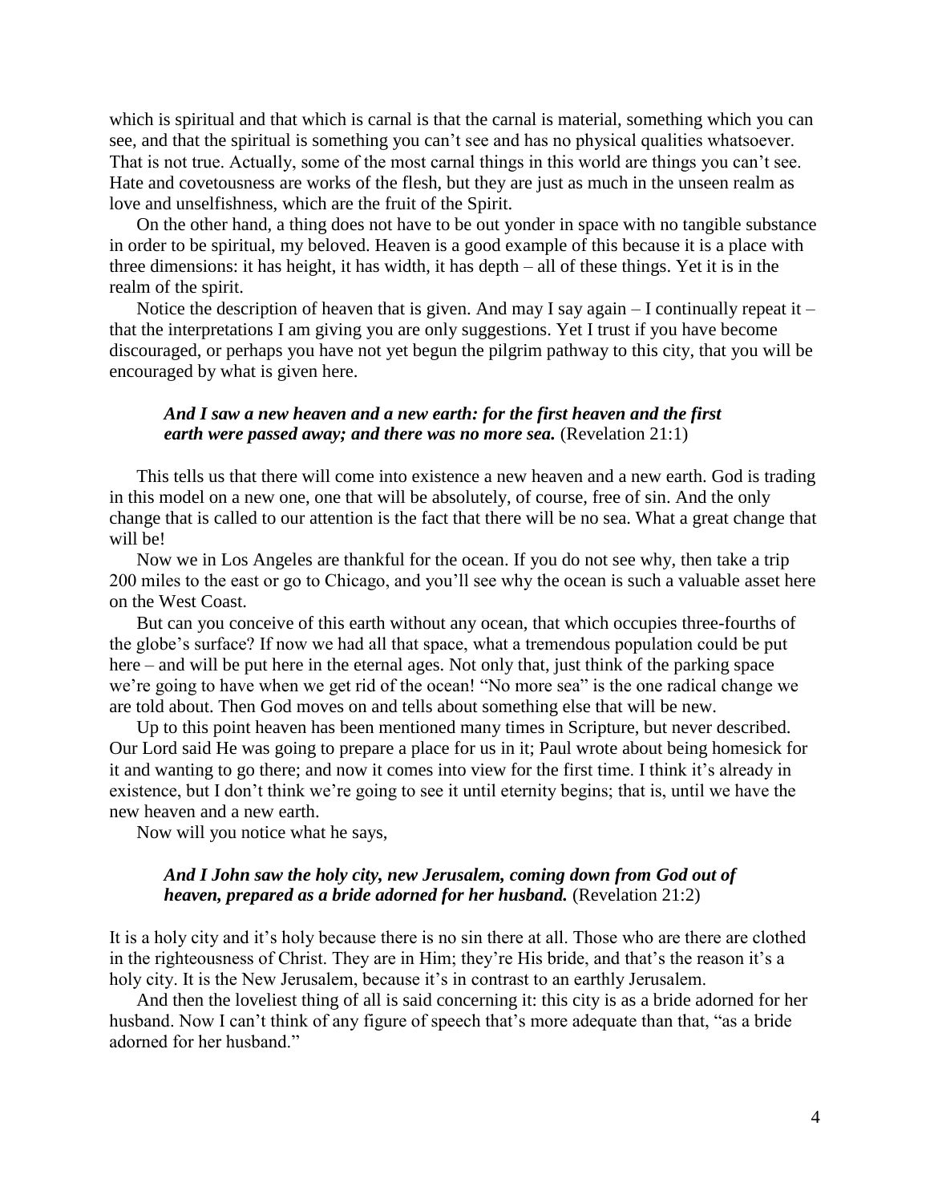which is spiritual and that which is carnal is that the carnal is material, something which you can see, and that the spiritual is something you can't see and has no physical qualities whatsoever. That is not true. Actually, some of the most carnal things in this world are things you can't see. Hate and covetousness are works of the flesh, but they are just as much in the unseen realm as love and unselfishness, which are the fruit of the Spirit.

On the other hand, a thing does not have to be out yonder in space with no tangible substance in order to be spiritual, my beloved. Heaven is a good example of this because it is a place with three dimensions: it has height, it has width, it has depth – all of these things. Yet it is in the realm of the spirit.

Notice the description of heaven that is given. And may I say again – I continually repeat it – that the interpretations I am giving you are only suggestions. Yet I trust if you have become discouraged, or perhaps you have not yet begun the pilgrim pathway to this city, that you will be encouraged by what is given here.

> ***And I saw a new heaven and a new earth: for the first heaven and the first earth were passed away; and there was no more sea.*** (Revelation 21:1)

This tells us that there will come into existence a new heaven and a new earth. God is trading in this model on a new one, one that will be absolutely, of course, free of sin. And the only change that is called to our attention is the fact that there will be no sea. What a great change that will be!

Now we in Los Angeles are thankful for the ocean. If you do not see why, then take a trip 200 miles to the east or go to Chicago, and you'll see why the ocean is such a valuable asset here on the West Coast.

But can you conceive of this earth without any ocean, that which occupies three-fourths of the globe's surface? If now we had all that space, what a tremendous population could be put here – and will be put here in the eternal ages. Not only that, just think of the parking space we're going to have when we get rid of the ocean! "No more sea" is the one radical change we are told about. Then God moves on and tells about something else that will be new.

Up to this point heaven has been mentioned many times in Scripture, but never described. Our Lord said He was going to prepare a place for us in it; Paul wrote about being homesick for it and wanting to go there; and now it comes into view for the first time. I think it's already in existence, but I don't think we're going to see it until eternity begins; that is, until we have the new heaven and a new earth.

Now will you notice what he says,

> ***And I John saw the holy city, new Jerusalem, coming down from God out of heaven, prepared as a bride adorned for her husband.*** (Revelation 21:2)

It is a holy city and it's holy because there is no sin there at all. Those who are there are clothed in the righteousness of Christ. They are in Him; they're His bride, and that's the reason it's a holy city. It is the New Jerusalem, because it's in contrast to an earthly Jerusalem.

And then the loveliest thing of all is said concerning it: this city is as a bride adorned for her husband. Now I can't think of any figure of speech that's more adequate than that, "as a bride adorned for her husband."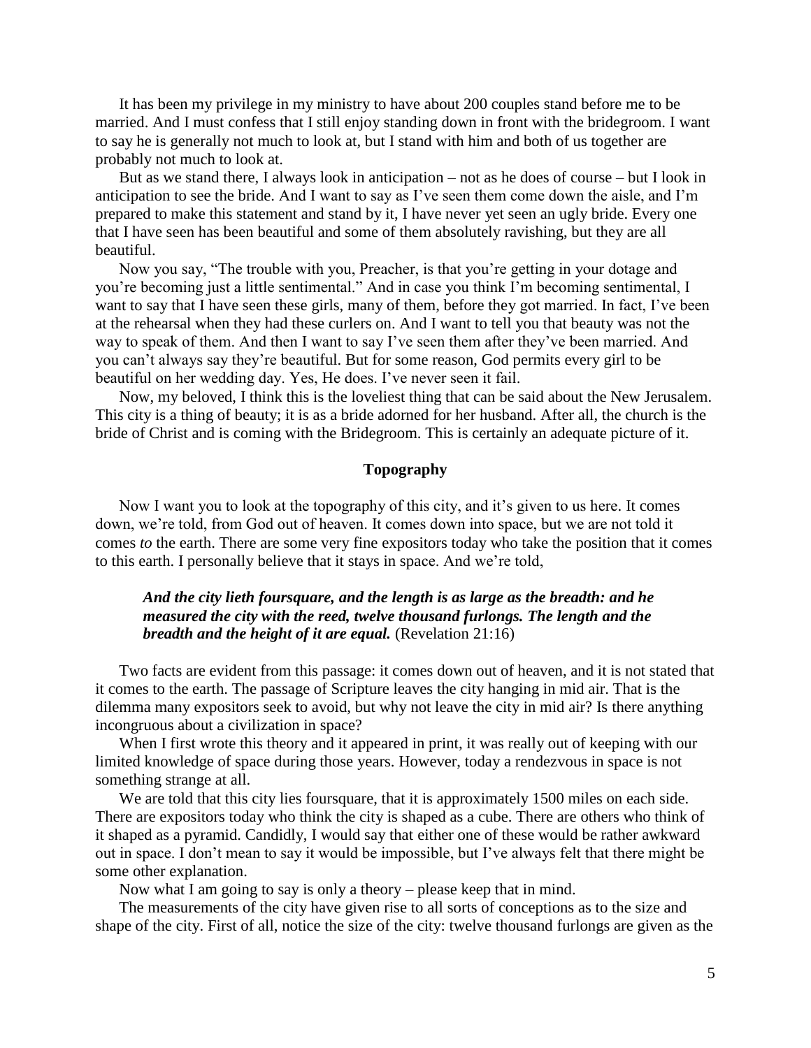It has been my privilege in my ministry to have about 200 couples stand before me to be married. And I must confess that I still enjoy standing down in front with the bridegroom. I want to say he is generally not much to look at, but I stand with him and both of us together are probably not much to look at.

But as we stand there, I always look in anticipation – not as he does of course – but I look in anticipation to see the bride. And I want to say as I've seen them come down the aisle, and I'm prepared to make this statement and stand by it, I have never yet seen an ugly bride. Every one that I have seen has been beautiful and some of them absolutely ravishing, but they are all beautiful.

Now you say, "The trouble with you, Preacher, is that you're getting in your dotage and you're becoming just a little sentimental." And in case you think I'm becoming sentimental, I want to say that I have seen these girls, many of them, before they got married. In fact, I've been at the rehearsal when they had these curlers on. And I want to tell you that beauty was not the way to speak of them. And then I want to say I've seen them after they've been married. And you can't always say they're beautiful. But for some reason, God permits every girl to be beautiful on her wedding day. Yes, He does. I've never seen it fail.

Now, my beloved, I think this is the loveliest thing that can be said about the New Jerusalem. This city is a thing of beauty; it is as a bride adorned for her husband. After all, the church is the bride of Christ and is coming with the Bridegroom. This is certainly an adequate picture of it.

### Topography

Now I want you to look at the topography of this city, and it's given to us here. It comes down, we're told, from God out of heaven. It comes down into space, but we are not told it comes *to* the earth. There are some very fine expositors today who take the position that it comes to this earth. I personally believe that it stays in space. And we're told,

> ***And the city lieth foursquare, and the length is as large as the breadth: and he measured the city with the reed, twelve thousand furlongs. The length and the breadth and the height of it are equal.*** (Revelation 21:16)

Two facts are evident from this passage: it comes down out of heaven, and it is not stated that it comes to the earth. The passage of Scripture leaves the city hanging in mid air. That is the dilemma many expositors seek to avoid, but why not leave the city in mid air? Is there anything incongruous about a civilization in space?

When I first wrote this theory and it appeared in print, it was really out of keeping with our limited knowledge of space during those years. However, today a rendezvous in space is not something strange at all.

We are told that this city lies foursquare, that it is approximately 1500 miles on each side. There are expositors today who think the city is shaped as a cube. There are others who think of it shaped as a pyramid. Candidly, I would say that either one of these would be rather awkward out in space. I don't mean to say it would be impossible, but I've always felt that there might be some other explanation.

Now what I am going to say is only a theory – please keep that in mind.

The measurements of the city have given rise to all sorts of conceptions as to the size and shape of the city. First of all, notice the size of the city: twelve thousand furlongs are given as the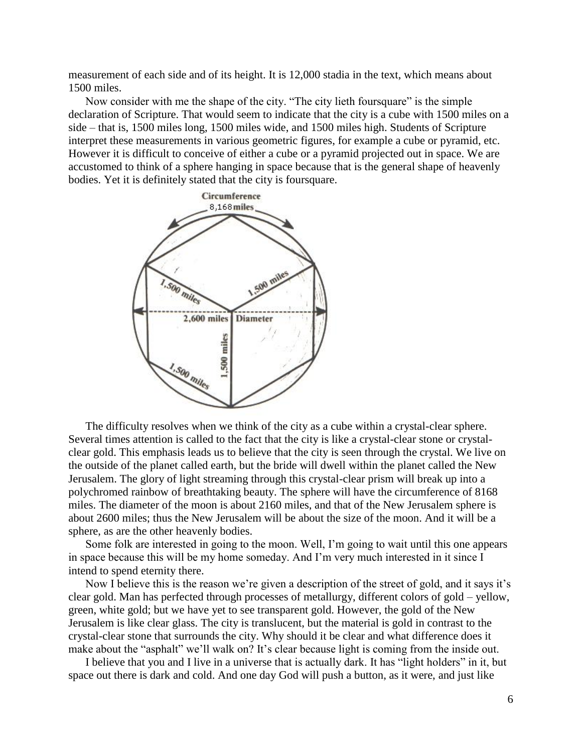measurement of each side and of its height. It is 12,000 stadia in the text, which means about 1500 miles.

Now consider with me the shape of the city. "The city lieth foursquare" is the simple declaration of Scripture. That would seem to indicate that the city is a cube with 1500 miles on a side – that is, 1500 miles long, 1500 miles wide, and 1500 miles high. Students of Scripture interpret these measurements in various geometric figures, for example a cube or pyramid, etc. However it is difficult to conceive of either a cube or a pyramid projected out in space. We are accustomed to think of a sphere hanging in space because that is the general shape of heavenly bodies. Yet it is definitely stated that the city is foursquare.

The difficulty resolves when we think of the city as a cube within a crystal-clear sphere. Several times attention is called to the fact that the city is like a crystal-clear stone or crystal-clear gold. This emphasis leads us to believe that the city is seen through the crystal. We live on the outside of the planet called earth, but the bride will dwell within the planet called the New Jerusalem. The glory of light streaming through this crystal-clear prism will break up into a polychromed rainbow of breathtaking beauty. The sphere will have the circumference of 8168 miles. The diameter of the moon is about 2160 miles, and that of the New Jerusalem sphere is about 2600 miles; thus the New Jerusalem will be about the size of the moon. And it will be a sphere, as are the other heavenly bodies.

Some folk are interested in going to the moon. Well, I'm going to wait until this one appears in space because this will be my home someday. And I'm very much interested in it since I intend to spend eternity there.

Now I believe this is the reason we're given a description of the street of gold, and it says it's clear gold. Man has perfected through processes of metallurgy, different colors of gold – yellow, green, white gold; but we have yet to see transparent gold. However, the gold of the New Jerusalem is like clear glass. The city is translucent, but the material is gold in contrast to the crystal-clear stone that surrounds the city. Why should it be clear and what difference does it make about the "asphalt" we'll walk on? It's clear because light is coming from the inside out.

I believe that you and I live in a universe that is actually dark. It has "light holders" in it, but space out there is dark and cold. And one day God will push a button, as it were, and just like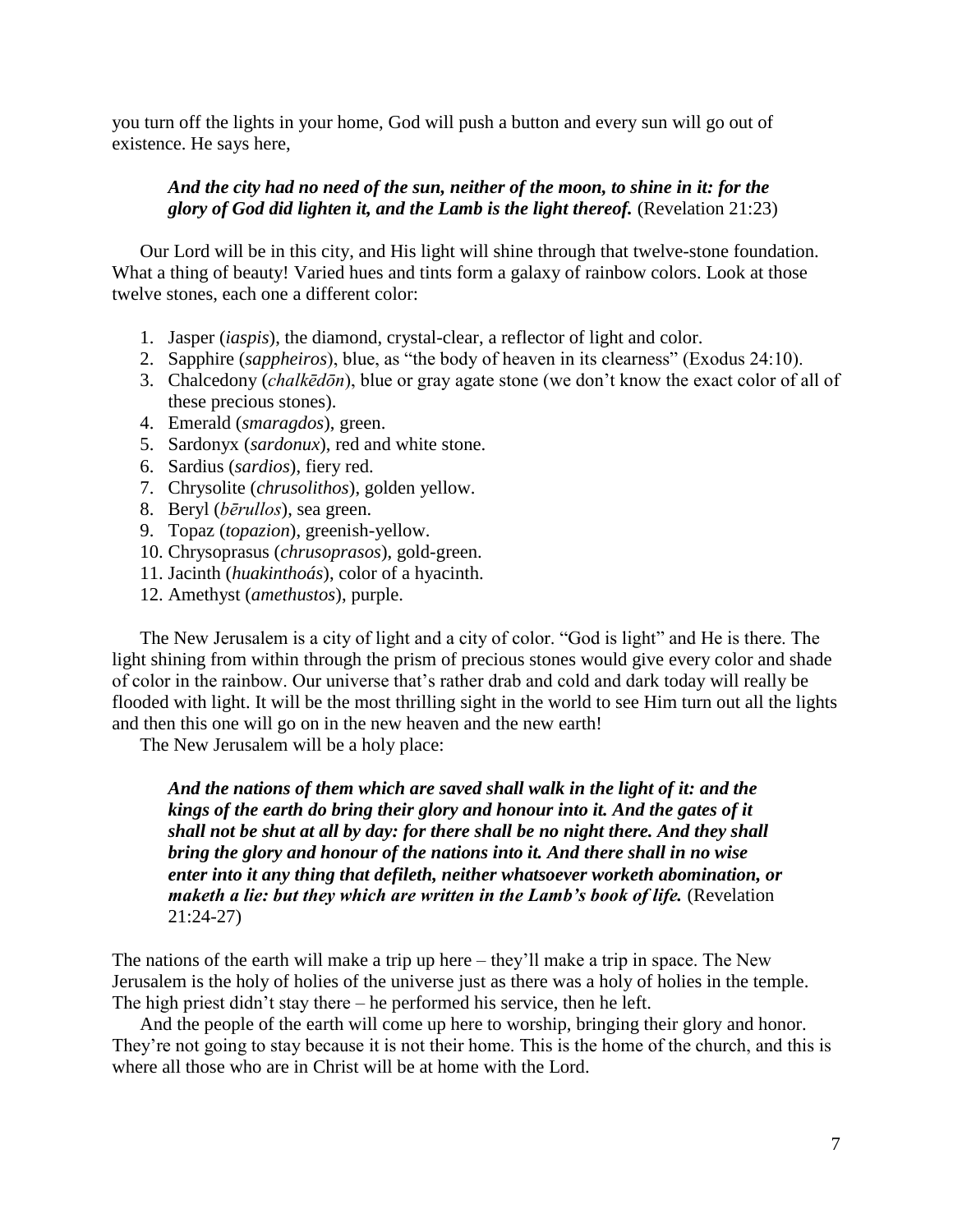you turn off the lights in your home, God will push a button and every sun will go out of existence. He says here,

> ***And the city had no need of the sun, neither of the moon, to shine in it: for the glory of God did lighten it, and the Lamb is the light thereof.*** (Revelation 21:23)

Our Lord will be in this city, and His light will shine through that twelve-stone foundation. What a thing of beauty! Varied hues and tints form a galaxy of rainbow colors. Look at those twelve stones, each one a different color:

1. Jasper (*iaspis*), the diamond, crystal-clear, a reflector of light and color.
2. Sapphire (*sappheiros*), blue, as "the body of heaven in its clearness" (Exodus 24:10).
3. Chalcedony (*chalkēdōn*), blue or gray agate stone (we don't know the exact color of all of these precious stones).
4. Emerald (*smaragdos*), green.
5. Sardonyx (*sardonux*), red and white stone.
6. Sardius (*sardios*), fiery red.
7. Chrysolite (*chrusolithos*), golden yellow.
8. Beryl (*bērullos*), sea green.
9. Topaz (*topazion*), greenish-yellow.
10. Chrysoprasus (*chrusoprasos*), gold-green.
11. Jacinth (*huakinthoás*), color of a hyacinth.
12. Amethyst (*amethustos*), purple.

The New Jerusalem is a city of light and a city of color. "God is light" and He is there. The light shining from within through the prism of precious stones would give every color and shade of color in the rainbow. Our universe that's rather drab and cold and dark today will really be flooded with light. It will be the most thrilling sight in the world to see Him turn out all the lights and then this one will go on in the new heaven and the new earth!

The New Jerusalem will be a holy place:

> ***And the nations of them which are saved shall walk in the light of it: and the kings of the earth do bring their glory and honour into it. And the gates of it shall not be shut at all by day: for there shall be no night there. And they shall bring the glory and honour of the nations into it. And there shall in no wise enter into it any thing that defileth, neither whatsoever worketh abomination, or maketh a lie: but they which are written in the Lamb's book of life.*** (Revelation 21:24-27)

The nations of the earth will make a trip up here – they'll make a trip in space. The New Jerusalem is the holy of holies of the universe just as there was a holy of holies in the temple. The high priest didn't stay there – he performed his service, then he left.

And the people of the earth will come up here to worship, bringing their glory and honor. They're not going to stay because it is not their home. This is the home of the church, and this is where all those who are in Christ will be at home with the Lord.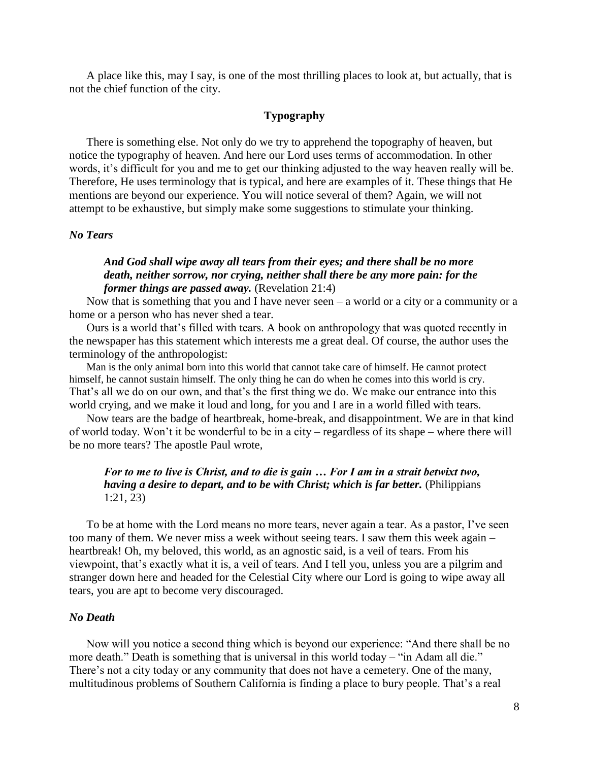A place like this, may I say, is one of the most thrilling places to look at, but actually, that is not the chief function of the city.

## Typography

There is something else. Not only do we try to apprehend the topography of heaven, but notice the typography of heaven. And here our Lord uses terms of accommodation. In other words, it's difficult for you and me to get our thinking adjusted to the way heaven really will be. Therefore, He uses terminology that is typical, and here are examples of it. These things that He mentions are beyond our experience. You will notice several of them? Again, we will not attempt to be exhaustive, but simply make some suggestions to stimulate your thinking.

### *No Tears*

> ***And God shall wipe away all tears from their eyes; and there shall be no more death, neither sorrow, nor crying, neither shall there be any more pain: for the former things are passed away.*** (Revelation 21:4)

Now that is something that you and I have never seen – a world or a city or a community or a home or a person who has never shed a tear.

Ours is a world that's filled with tears. A book on anthropology that was quoted recently in the newspaper has this statement which interests me a great deal. Of course, the author uses the terminology of the anthropologist:

> Man is the only animal born into this world that cannot take care of himself. He cannot protect himself, he cannot sustain himself. The only thing he can do when he comes into this world is cry.

That's all we do on our own, and that's the first thing we do. We make our entrance into this world crying, and we make it loud and long, for you and I are in a world filled with tears.

Now tears are the badge of heartbreak, home-break, and disappointment. We are in that kind of world today. Won't it be wonderful to be in a city – regardless of its shape – where there will be no more tears? The apostle Paul wrote,

> ***For to me to live is Christ, and to die is gain … For I am in a strait betwixt two, having a desire to depart, and to be with Christ; which is far better.*** (Philippians 1:21, 23)

To be at home with the Lord means no more tears, never again a tear. As a pastor, I've seen too many of them. We never miss a week without seeing tears. I saw them this week again – heartbreak! Oh, my beloved, this world, as an agnostic said, is a veil of tears. From his viewpoint, that's exactly what it is, a veil of tears. And I tell you, unless you are a pilgrim and stranger down here and headed for the Celestial City where our Lord is going to wipe away all tears, you are apt to become very discouraged.

### *No Death*

Now will you notice a second thing which is beyond our experience: "And there shall be no more death." Death is something that is universal in this world today – "in Adam all die." There's not a city today or any community that does not have a cemetery. One of the many, multitudinous problems of Southern California is finding a place to bury people. That's a real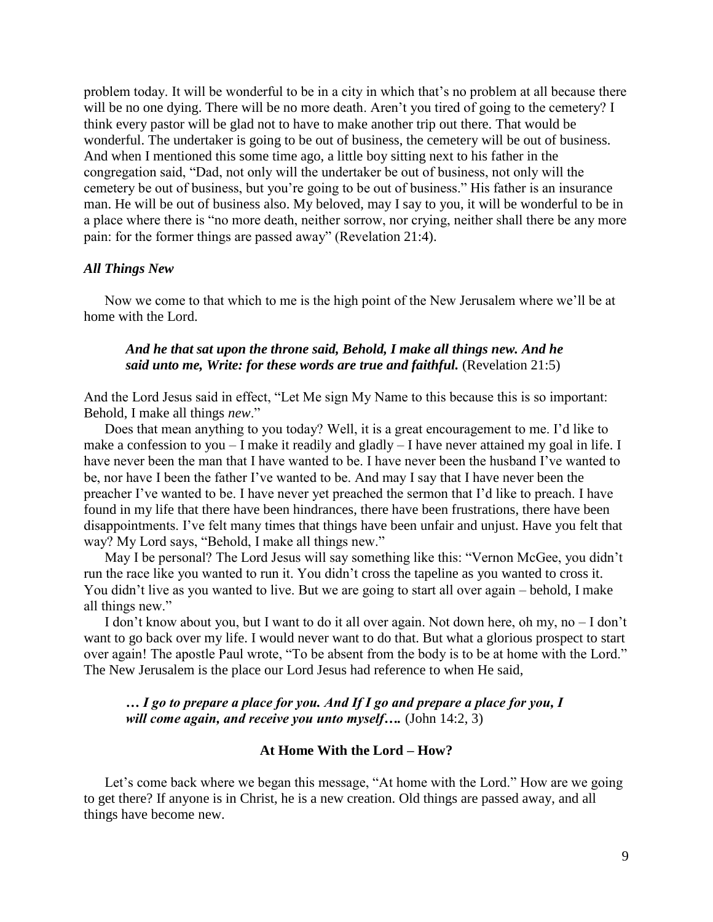problem today. It will be wonderful to be in a city in which that's no problem at all because there will be no one dying. There will be no more death. Aren't you tired of going to the cemetery? I think every pastor will be glad not to have to make another trip out there. That would be wonderful. The undertaker is going to be out of business, the cemetery will be out of business. And when I mentioned this some time ago, a little boy sitting next to his father in the congregation said, "Dad, not only will the undertaker be out of business, not only will the cemetery be out of business, but you're going to be out of business." His father is an insurance man. He will be out of business also. My beloved, may I say to you, it will be wonderful to be in a place where there is "no more death, neither sorrow, nor crying, neither shall there be any more pain: for the former things are passed away" (Revelation 21:4).

### *All Things New*

Now we come to that which to me is the high point of the New Jerusalem where we'll be at home with the Lord.

> ***And he that sat upon the throne said, Behold, I make all things new. And he said unto me, Write: for these words are true and faithful.*** (Revelation 21:5)

And the Lord Jesus said in effect, "Let Me sign My Name to this because this is so important: Behold, I make all things *new*."

Does that mean anything to you today? Well, it is a great encouragement to me. I'd like to make a confession to you – I make it readily and gladly – I have never attained my goal in life. I have never been the man that I have wanted to be. I have never been the husband I've wanted to be, nor have I been the father I've wanted to be. And may I say that I have never been the preacher I've wanted to be. I have never yet preached the sermon that I'd like to preach. I have found in my life that there have been hindrances, there have been frustrations, there have been disappointments. I've felt many times that things have been unfair and unjust. Have you felt that way? My Lord says, "Behold, I make all things new."

May I be personal? The Lord Jesus will say something like this: "Vernon McGee, you didn't run the race like you wanted to run it. You didn't cross the tapeline as you wanted to cross it. You didn't live as you wanted to live. But we are going to start all over again – behold, I make all things new."

I don't know about you, but I want to do it all over again. Not down here, oh my, no – I don't want to go back over my life. I would never want to do that. But what a glorious prospect to start over again! The apostle Paul wrote, "To be absent from the body is to be at home with the Lord." The New Jerusalem is the place our Lord Jesus had reference to when He said,

> ***… I go to prepare a place for you. And If I go and prepare a place for you, I will come again, and receive you unto myself….*** (John 14:2, 3)

## At Home With the Lord – How?

Let's come back where we began this message, "At home with the Lord." How are we going to get there? If anyone is in Christ, he is a new creation. Old things are passed away, and all things have become new.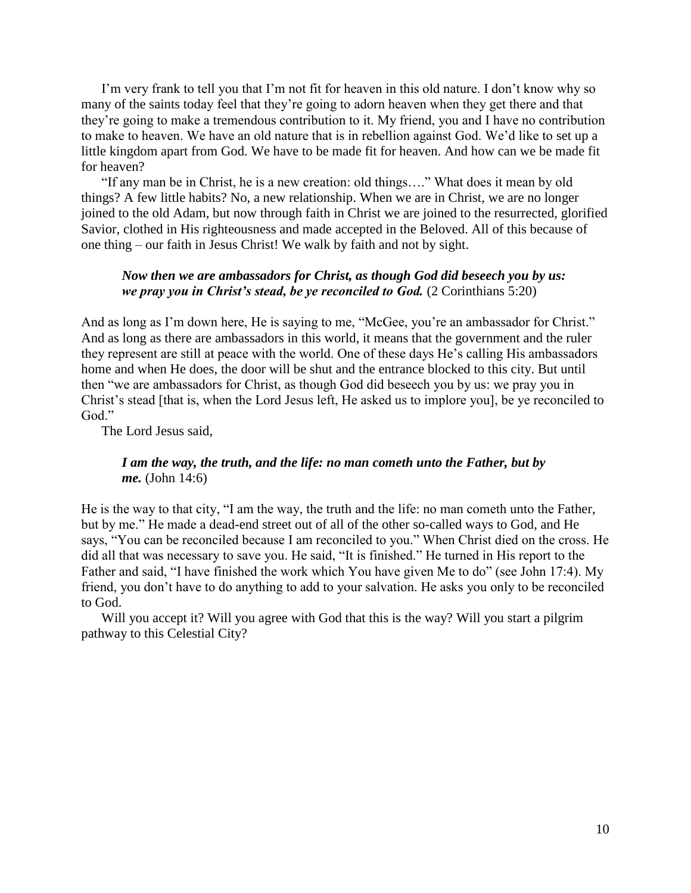I'm very frank to tell you that I'm not fit for heaven in this old nature. I don't know why so many of the saints today feel that they're going to adorn heaven when they get there and that they're going to make a tremendous contribution to it. My friend, you and I have no contribution to make to heaven. We have an old nature that is in rebellion against God. We'd like to set up a little kingdom apart from God. We have to be made fit for heaven. And how can we be made fit for heaven?

"If any man be in Christ, he is a new creation: old things…." What does it mean by old things? A few little habits? No, a new relationship. When we are in Christ, we are no longer joined to the old Adam, but now through faith in Christ we are joined to the resurrected, glorified Savior, clothed in His righteousness and made accepted in the Beloved. All of this because of one thing – our faith in Jesus Christ! We walk by faith and not by sight.

> ***Now then we are ambassadors for Christ, as though God did beseech you by us: we pray you in Christ's stead, be ye reconciled to God.*** (2 Corinthians 5:20)

And as long as I'm down here, He is saying to me, "McGee, you're an ambassador for Christ." And as long as there are ambassadors in this world, it means that the government and the ruler they represent are still at peace with the world. One of these days He's calling His ambassadors home and when He does, the door will be shut and the entrance blocked to this city. But until then "we are ambassadors for Christ, as though God did beseech you by us: we pray you in Christ's stead [that is, when the Lord Jesus left, He asked us to implore you], be ye reconciled to God."

The Lord Jesus said,

> ***I am the way, the truth, and the life: no man cometh unto the Father, but by me.*** (John 14:6)

He is the way to that city, "I am the way, the truth and the life: no man cometh unto the Father, but by me." He made a dead-end street out of all of the other so-called ways to God, and He says, "You can be reconciled because I am reconciled to you." When Christ died on the cross. He did all that was necessary to save you. He said, "It is finished." He turned in His report to the Father and said, "I have finished the work which You have given Me to do" (see John 17:4). My friend, you don't have to do anything to add to your salvation. He asks you only to be reconciled to God.

Will you accept it? Will you agree with God that this is the way? Will you start a pilgrim pathway to this Celestial City?